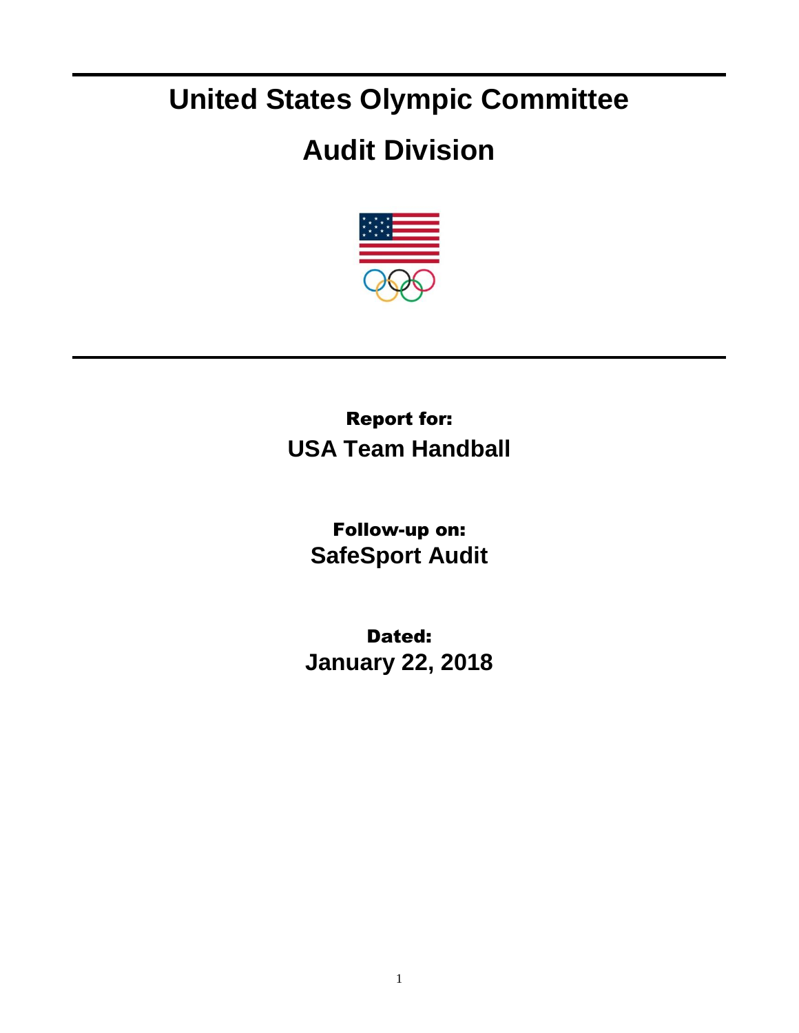# United States Olympic Committee

# Audit Division

**Report for:**

**USA Team Handball**

**Follow-up on:**

**SafeSport Audit**

**Dated:**

**January 22, 2018**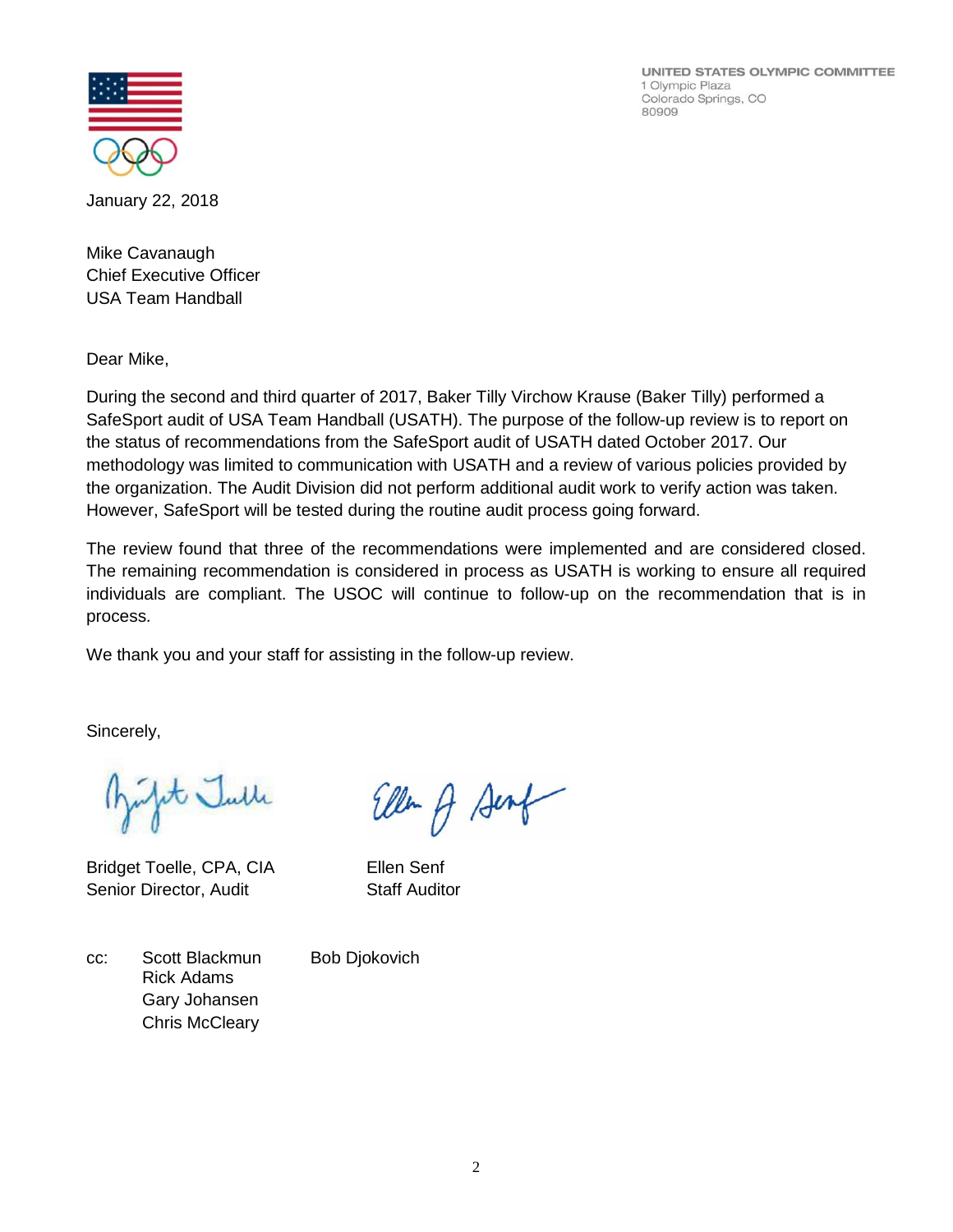UNITED STATES OLYMPIC COMMITTEE
1 Olympic Plaza
Colorado Springs, CO
80909

January 22, 2018

Mike Cavanaugh
Chief Executive Officer
USA Team Handball

Dear Mike,

During the second and third quarter of 2017, Baker Tilly Virchow Krause (Baker Tilly) performed a SafeSport audit of USA Team Handball (USATH). The purpose of the follow-up review is to report on the status of recommendations from the SafeSport audit of USATH dated October 2017. Our methodology was limited to communication with USATH and a review of various policies provided by the organization. The Audit Division did not perform additional audit work to verify action was taken. However, SafeSport will be tested during the routine audit process going forward.

The review found that three of the recommendations were implemented and are considered closed. The remaining recommendation is considered in process as USATH is working to ensure all required individuals are compliant. The USOC will continue to follow-up on the recommendation that is in process.

We thank you and your staff for assisting in the follow-up review.

Sincerely,

Bridget Toelle, CPA, CIA
Senior Director, Audit

Ellen Senf
Staff Auditor

cc: Scott Blackmun
Rick Adams
Gary Johansen
Chris McCleary
Bob Djokovich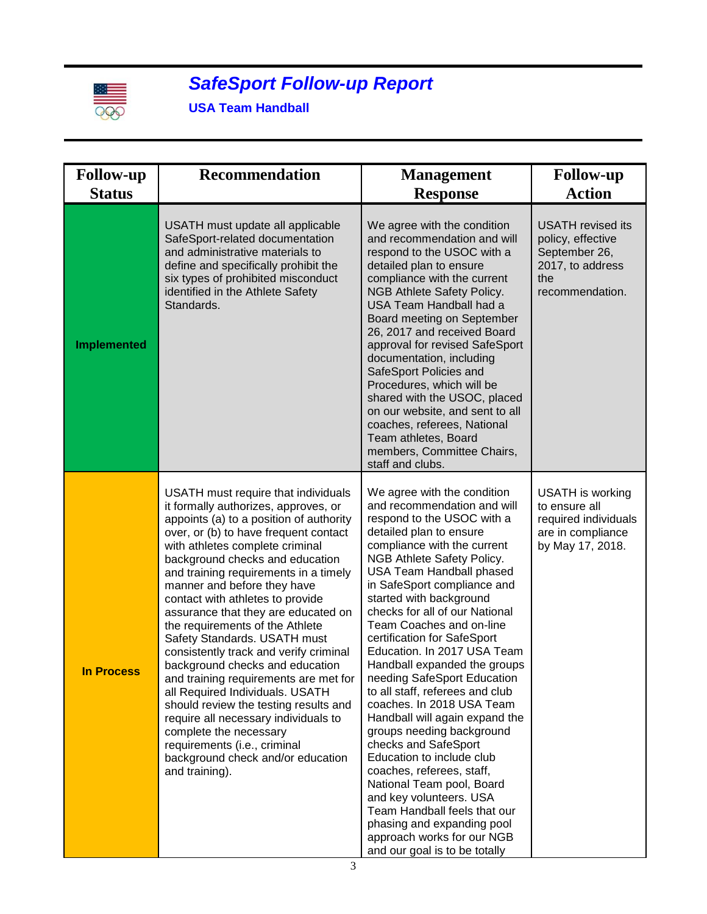# *SafeSport Follow-up Report*

**USA Team Handball**

| Follow-up Status | Recommendation | Management Response | Follow-up Action |
|---|---|---|---|
| **Implemented** | USATH must update all applicable SafeSport-related documentation and administrative materials to define and specifically prohibit the six types of prohibited misconduct identified in the Athlete Safety Standards. | We agree with the condition and recommendation and will respond to the USOC with a detailed plan to ensure compliance with the current NGB Athlete Safety Policy. USA Team Handball had a Board meeting on September 26, 2017 and received Board approval for revised SafeSport documentation, including SafeSport Policies and Procedures, which will be shared with the USOC, placed on our website, and sent to all coaches, referees, National Team athletes, Board members, Committee Chairs, staff and clubs. | USATH revised its policy, effective September 26, 2017, to address the recommendation. |
| **In Process** | USATH must require that individuals it formally authorizes, approves, or appoints (a) to a position of authority over, or (b) to have frequent contact with athletes complete criminal background checks and education and training requirements in a timely manner and before they have contact with athletes to provide assurance that they are educated on the requirements of the Athlete Safety Standards. USATH must consistently track and verify criminal background checks and education and training requirements are met for all Required Individuals. USATH should review the testing results and require all necessary individuals to complete the necessary requirements (i.e., criminal background check and/or education and training). | We agree with the condition and recommendation and will respond to the USOC with a detailed plan to ensure compliance with the current NGB Athlete Safety Policy. USA Team Handball phased in SafeSport compliance and started with background checks for all of our National Team Coaches and on-line certification for SafeSport Education. In 2017 USA Team Handball expanded the groups needing SafeSport Education to all staff, referees and club coaches. In 2018 USA Team Handball will again expand the groups needing background checks and SafeSport Education to include club coaches, referees, staff, National Team pool, Board and key volunteers. USA Team Handball feels that our phasing and expanding pool approach works for our NGB and our goal is to be totally | USATH is working to ensure all required individuals are in compliance by May 17, 2018. |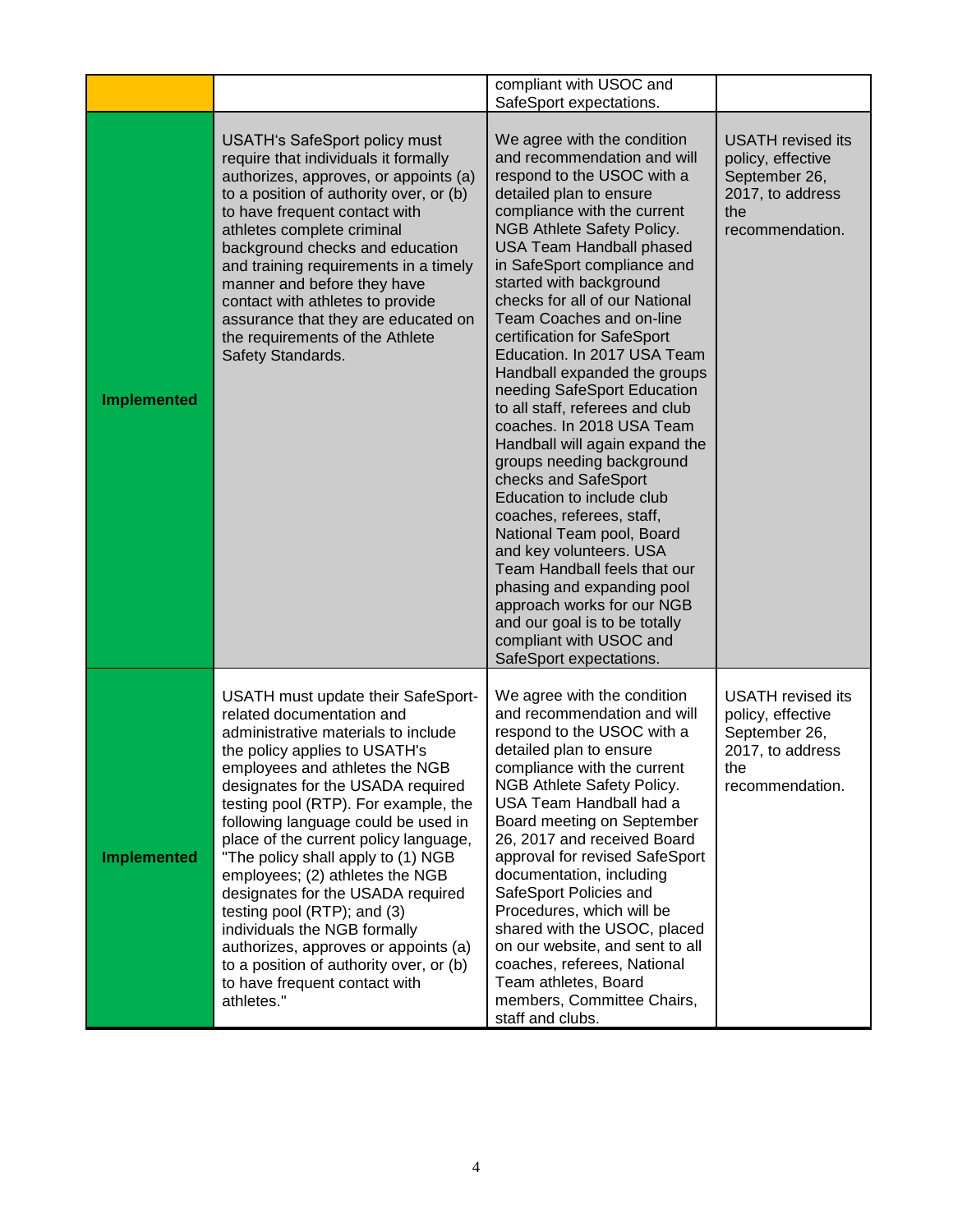| | | | |
|---|---|---|---|
| | | compliant with USOC and SafeSport expectations. | |
| **Implemented** | USATH's SafeSport policy must require that individuals it formally authorizes, approves, or appoints (a) to a position of authority over, or (b) to have frequent contact with athletes complete criminal background checks and education and training requirements in a timely manner and before they have contact with athletes to provide assurance that they are educated on the requirements of the Athlete Safety Standards. | We agree with the condition and recommendation and will respond to the USOC with a detailed plan to ensure compliance with the current NGB Athlete Safety Policy. USA Team Handball phased in SafeSport compliance and started with background checks for all of our National Team Coaches and on-line certification for SafeSport Education. In 2017 USA Team Handball expanded the groups needing SafeSport Education to all staff, referees and club coaches. In 2018 USA Team Handball will again expand the groups needing background checks and SafeSport Education to include club coaches, referees, staff, National Team pool, Board and key volunteers. USA Team Handball feels that our phasing and expanding pool approach works for our NGB and our goal is to be totally compliant with USOC and SafeSport expectations. | USATH revised its policy, effective September 26, 2017, to address the recommendation. |
| **Implemented** | USATH must update their SafeSport-related documentation and administrative materials to include the policy applies to USATH's employees and athletes the NGB designates for the USADA required testing pool (RTP). For example, the following language could be used in place of the current policy language, "The policy shall apply to (1) NGB employees; (2) athletes the NGB designates for the USADA required testing pool (RTP); and (3) individuals the NGB formally authorizes, approves or appoints (a) to a position of authority over, or (b) to have frequent contact with athletes." | We agree with the condition and recommendation and will respond to the USOC with a detailed plan to ensure compliance with the current NGB Athlete Safety Policy. USA Team Handball had a Board meeting on September 26, 2017 and received Board approval for revised SafeSport documentation, including SafeSport Policies and Procedures, which will be shared with the USOC, placed on our website, and sent to all coaches, referees, National Team athletes, Board members, Committee Chairs, staff and clubs. | USATH revised its policy, effective September 26, 2017, to address the recommendation. |